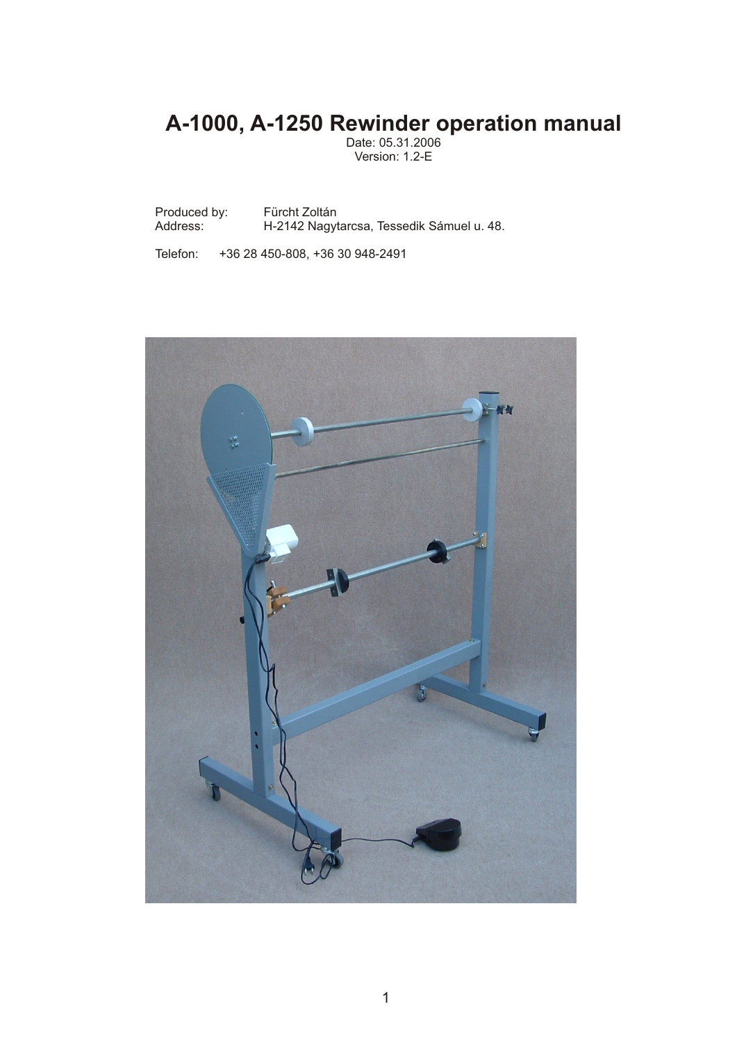# A-1000, A-1250 Rewinder operation manual

Date: 05.31.2006
Version: 1.2-E

Produced by: Fürcht Zoltán
Address: H-2142 Nagytarcsa, Tessedik Sámuel u. 48.

Telefon: +36 28 450-808, +36 30 948-2491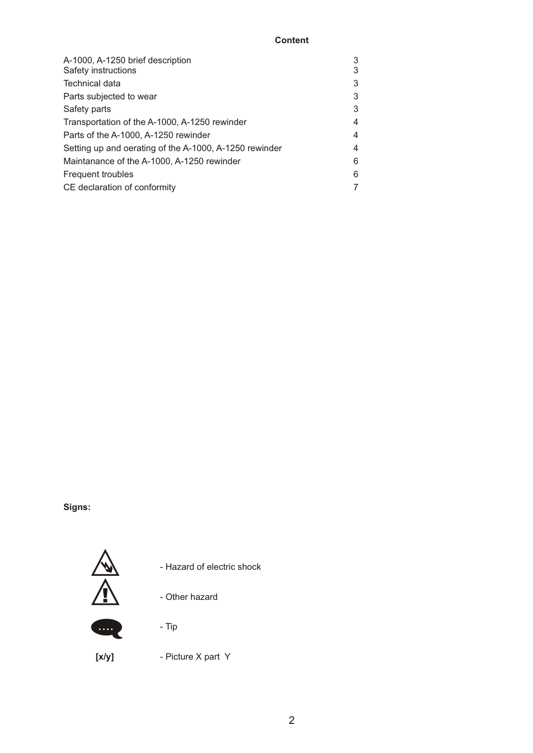# Content

| | |
|---|---|
| A-1000, A-1250 brief description | 3 |
| Safety instructions | 3 |
| Technical data | 3 |
| Parts subjected to wear | 3 |
| Safety parts | 3 |
| Transportation of the A-1000, A-1250 rewinder | 4 |
| Parts of the A-1000, A-1250 rewinder | 4 |
| Setting up and oerating of the A-1000, A-1250 rewinder | 4 |
| Maintanance of the A-1000, A-1250 rewinder | 6 |
| Frequent troubles | 6 |
| CE declaration of conformity | 7 |

**Signs:**

- Hazard of electric shock

- Other hazard

- Tip

**[x/y]** - Picture X part Y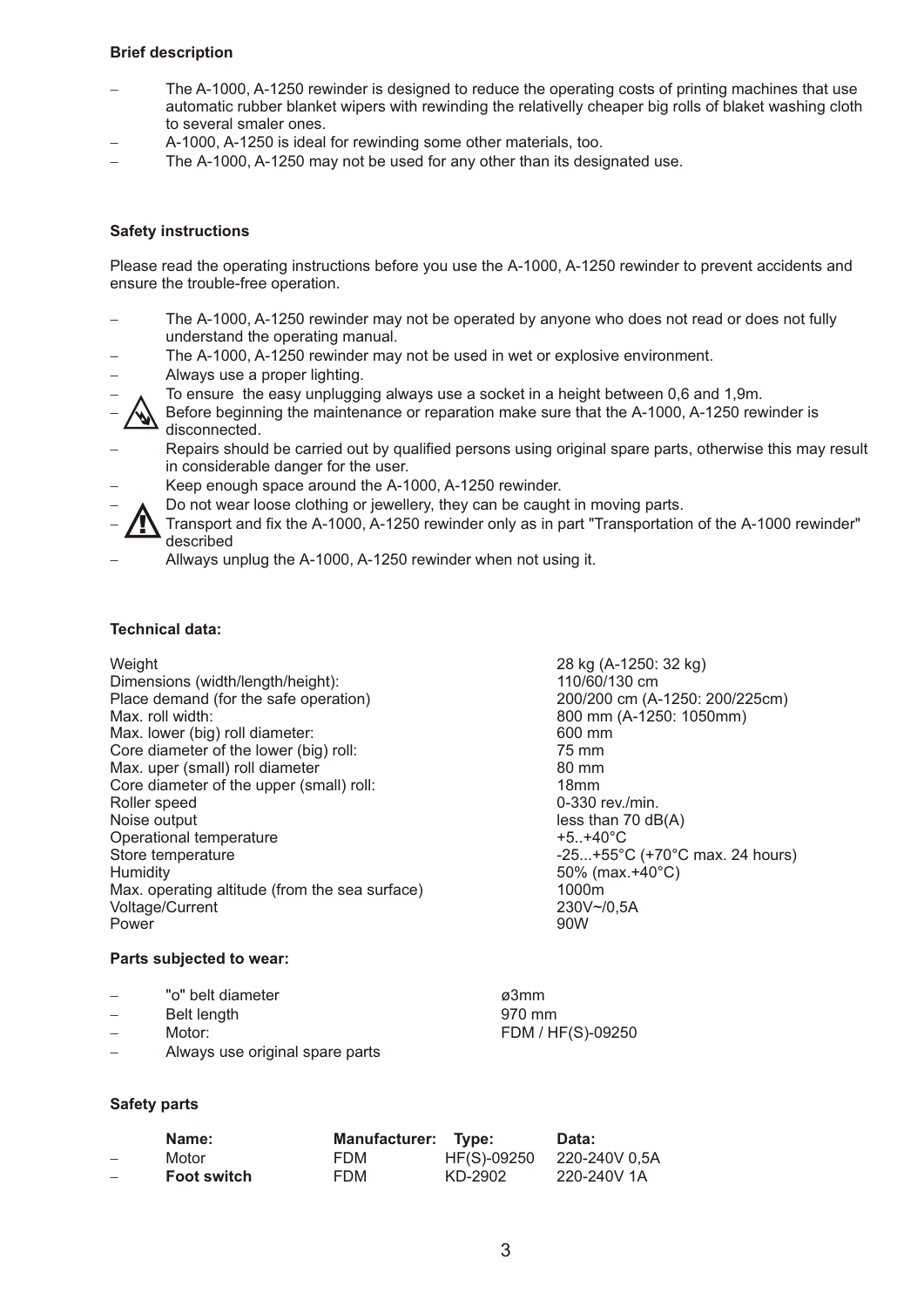### Brief description

- The A-1000, A-1250 rewinder is designed to reduce the operating costs of printing machines that use automatic rubber blanket wipers with rewinding the relativelly cheaper big rolls of blaket washing cloth to several smaler ones.
- A-1000, A-1250 is ideal for rewinding some other materials, too.
- The A-1000, A-1250 may not be used for any other than its designated use.

### Safety instructions

Please read the operating instructions before you use the A-1000, A-1250 rewinder to prevent accidents and ensure the trouble-free operation.

- The A-1000, A-1250 rewinder may not be operated by anyone who does not read or does not fully understand the operating manual.
- The A-1000, A-1250 rewinder may not be used in wet or explosive environment.
- Always use a proper lighting.
- To ensure the easy unplugging always use a socket in a height between 0,6 and 1,9m.
- Before beginning the maintenance or reparation make sure that the A-1000, A-1250 rewinder is disconnected.
- Repairs should be carried out by qualified persons using original spare parts, otherwise this may result in considerable danger for the user.
- Keep enough space around the A-1000, A-1250 rewinder.
- Do not wear loose clothing or jewellery, they can be caught in moving parts.
- Transport and fix the A-1000, A-1250 rewinder only as in part "Transportation of the A-1000 rewinder" described
- Allways unplug the A-1000, A-1250 rewinder when not using it.

### Technical data:

| | |
|---|---|
| Weight | 28 kg (A-1250: 32 kg) |
| Dimensions (width/length/height): | 110/60/130 cm |
| Place demand (for the safe operation) | 200/200 cm (A-1250: 200/225cm) |
| Max. roll width: | 800 mm (A-1250: 1050mm) |
| Max. lower (big) roll diameter: | 600 mm |
| Core diameter of the lower (big) roll: | 75 mm |
| Max. uper (small) roll diameter | 80 mm |
| Core diameter of the upper (small) roll: | 18mm |
| Roller speed | 0-330 rev./min. |
| Noise output | less than 70 dB(A) |
| Operational temperature | +5..+40°C |
| Store temperature | -25...+55°C (+70°C max. 24 hours) |
| Humidity | 50% (max.+40°C) |
| Max. operating altitude (from the sea surface) | 1000m |
| Voltage/Current | 230V~/0,5A |
| Power | 90W |

### Parts subjected to wear:

- "o" belt diameter — ø3mm
- Belt length — 970 mm
- Motor: — FDM / HF(S)-09250
- Always use original spare parts

### Safety parts

| Name: | Manufacturer: | Type: | Data: |
|---|---|---|---|
| Motor | FDM | HF(S)-09250 | 220-240V 0,5A |
| **Foot switch** | FDM | KD-2902 | 220-240V 1A |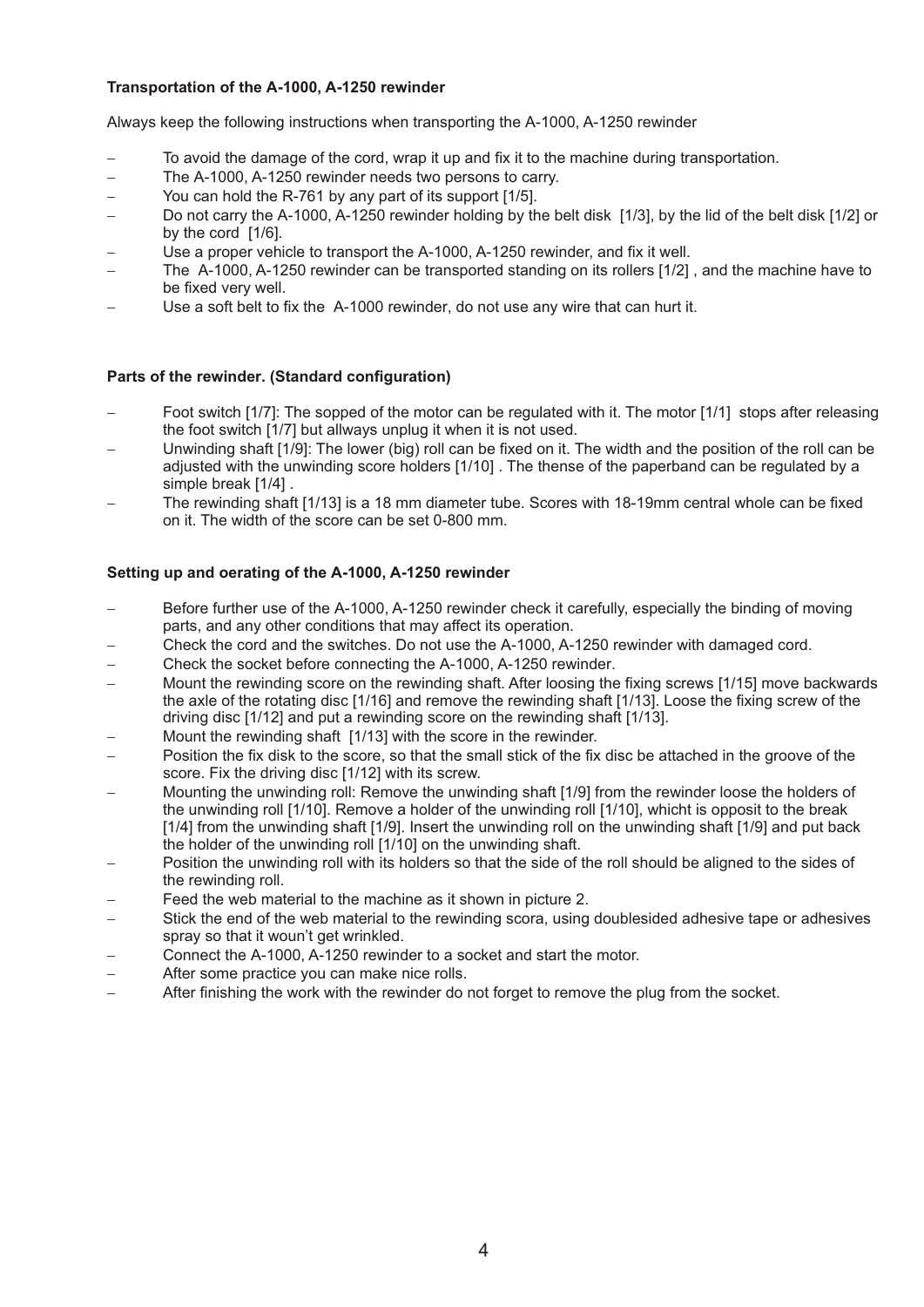**Transportation of the A-1000, A-1250 rewinder**

Always keep the following instructions when transporting the A-1000, A-1250 rewinder

- To avoid the damage of the cord, wrap it up and fix it to the machine during transportation.
- The A-1000, A-1250 rewinder needs two persons to carry.
- You can hold the R-761 by any part of its support [1/5].
- Do not carry the A-1000, A-1250 rewinder holding by the belt disk [1/3], by the lid of the belt disk [1/2] or by the cord [1/6].
- Use a proper vehicle to transport the A-1000, A-1250 rewinder, and fix it well.
- The A-1000, A-1250 rewinder can be transported standing on its rollers [1/2] , and the machine have to be fixed very well.
- Use a soft belt to fix the A-1000 rewinder, do not use any wire that can hurt it.

**Parts of the rewinder. (Standard configuration)**

- Foot switch [1/7]: The sopped of the motor can be regulated with it. The motor [1/1] stops after releasing the foot switch [1/7] but allways unplug it when it is not used.
- Unwinding shaft [1/9]: The lower (big) roll can be fixed on it. The width and the position of the roll can be adjusted with the unwinding score holders [1/10] . The thense of the paperband can be regulated by a simple break [1/4] .
- The rewinding shaft [1/13] is a 18 mm diameter tube. Scores with 18-19mm central whole can be fixed on it. The width of the score can be set 0-800 mm.

**Setting up and oerating of the A-1000, A-1250 rewinder**

- Before further use of the A-1000, A-1250 rewinder check it carefully, especially the binding of moving parts, and any other conditions that may affect its operation.
- Check the cord and the switches. Do not use the A-1000, A-1250 rewinder with damaged cord.
- Check the socket before connecting the A-1000, A-1250 rewinder.
- Mount the rewinding score on the rewinding shaft. After loosing the fixing screws [1/15] move backwards the axle of the rotating disc [1/16] and remove the rewinding shaft [1/13]. Loose the fixing screw of the driving disc [1/12] and put a rewinding score on the rewinding shaft [1/13].
- Mount the rewinding shaft [1/13] with the score in the rewinder.
- Position the fix disk to the score, so that the small stick of the fix disc be attached in the groove of the score. Fix the driving disc [1/12] with its screw.
- Mounting the unwinding roll: Remove the unwinding shaft [1/9] from the rewinder loose the holders of the unwinding roll [1/10]. Remove a holder of the unwinding roll [1/10], whicht is opposit to the break [1/4] from the unwinding shaft [1/9]. Insert the unwinding roll on the unwinding shaft [1/9] and put back the holder of the unwinding roll [1/10] on the unwinding shaft.
- Position the unwinding roll with its holders so that the side of the roll should be aligned to the sides of the rewinding roll.
- Feed the web material to the machine as it shown in picture 2.
- Stick the end of the web material to the rewinding scora, using doublesided adhesive tape or adhesives spray so that it woun't get wrinkled.
- Connect the A-1000, A-1250 rewinder to a socket and start the motor.
- After some practice you can make nice rolls.
- After finishing the work with the rewinder do not forget to remove the plug from the socket.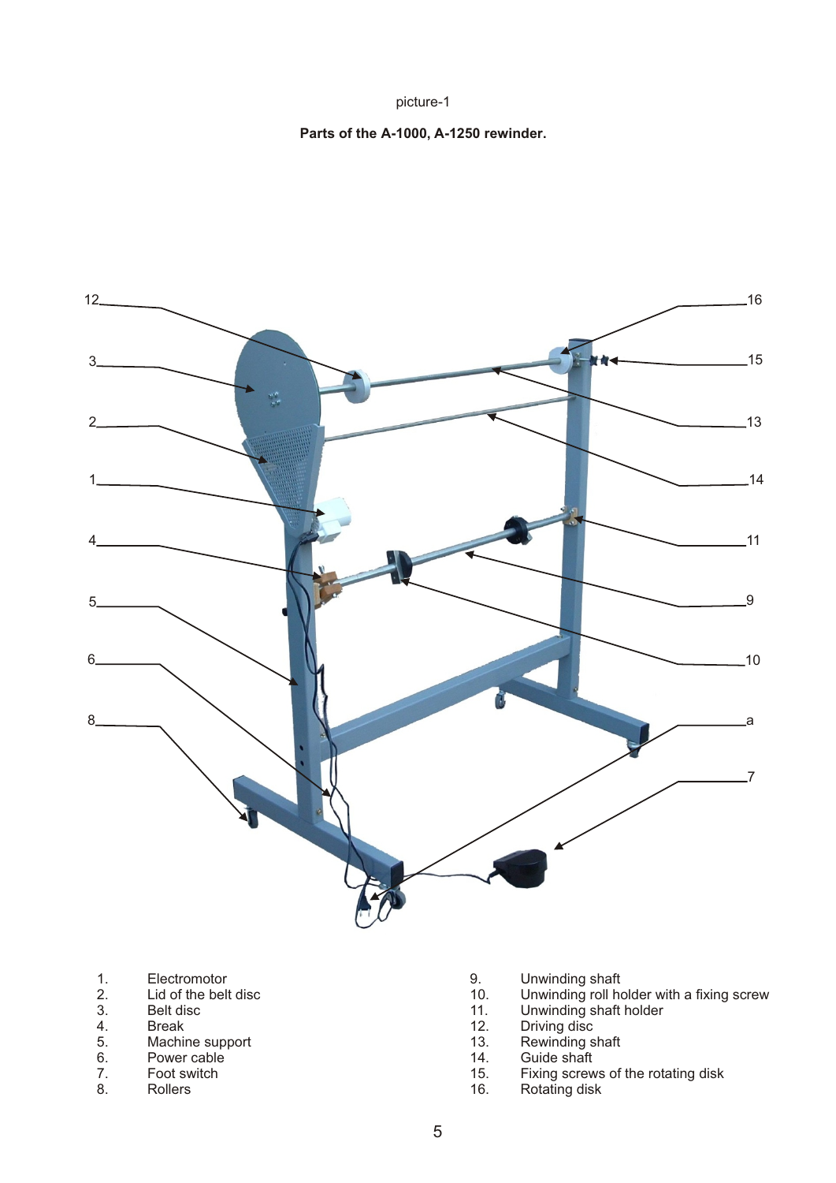picture-1

**Parts of the A-1000, A-1250 rewinder.**

1. Electromotor
2. Lid of the belt disc
3. Belt disc
4. Break
5. Machine support
6. Power cable
7. Foot switch
8. Rollers
9. Unwinding shaft
10. Unwinding roll holder with a fixing screw
11. Unwinding shaft holder
12. Driving disc
13. Rewinding shaft
14. Guide shaft
15. Fixing screws of the rotating disk
16. Rotating disk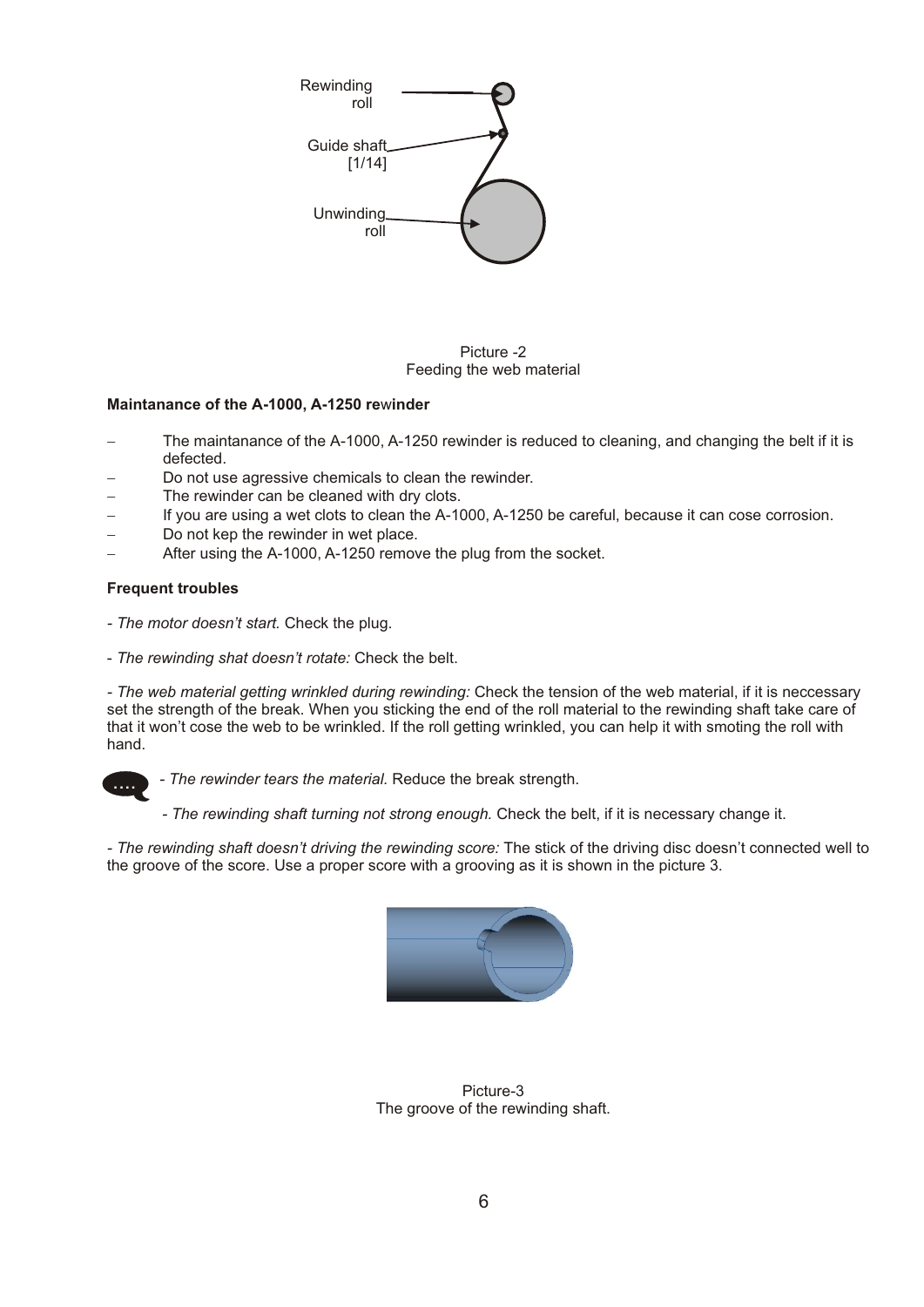Rewinding roll

Guide shaft [1/14]

Unwinding roll

Picture -2
Feeding the web material

**Maintanance of the A-1000, A-1250 rewinder**

- The maintanance of the A-1000, A-1250 rewinder is reduced to cleaning, and changing the belt if it is defected.
- Do not use agressive chemicals to clean the rewinder.
- The rewinder can be cleaned with dry clots.
- If you are using a wet clots to clean the A-1000, A-1250 be careful, because it can cose corrosion.
- Do not kep the rewinder in wet place.
- After using the A-1000, A-1250 remove the plug from the socket.

**Frequent troubles**

- *The motor doesn't start.* Check the plug.

- *The rewinding shat doesn't rotate:* Check the belt.

- *The web material getting wrinkled during rewinding:* Check the tension of the web material, if it is neccessary set the strength of the break. When you sticking the end of the roll material to the rewinding shaft take care of that it won't cose the web to be wrinkled. If the roll getting wrinkled, you can help it with smoting the roll with hand.

- *The rewinder tears the material.* Reduce the break strength.

- *The rewinding shaft turning not strong enough.* Check the belt, if it is necessary change it.

- *The rewinding shaft doesn't driving the rewinding score:* The stick of the driving disc doesn't connected well to the groove of the score. Use a proper score with a grooving as it is shown in the picture 3.

Picture-3
The groove of the rewinding shaft.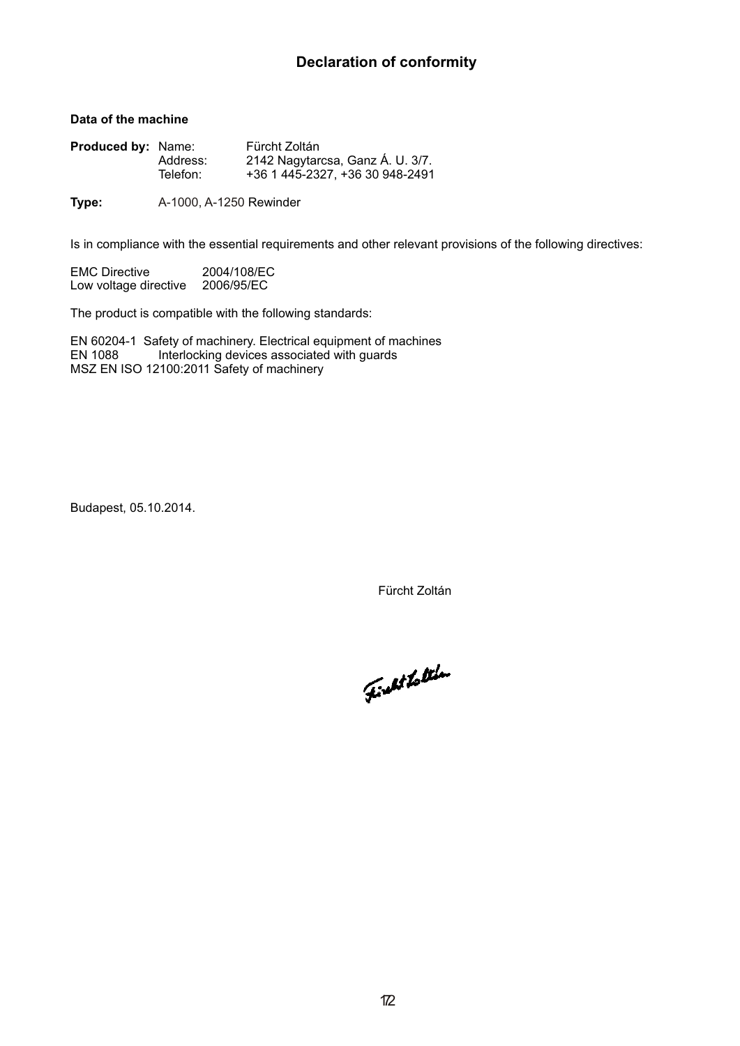## Declaration of conformity

**Data of the machine**

| | | |
|---|---|---|
| **Produced by:** | Name: | Fürcht Zoltán |
| | Address: | 2142 Nagytarcsa, Ganz Á. U. 3/7. |
| | Telefon: | +36 1 445-2327, +36 30 948-2491 |

**Type:** A-1000, A-1250 Rewinder

Is in compliance with the essential requirements and other relevant provisions of the following directives:

| | |
|---|---|
| EMC Directive | 2004/108/EC |
| Low voltage directive | 2006/95/EC |

The product is compatible with the following standards:

EN 60204-1 Safety of machinery. Electrical equipment of machines
EN 1088 Interlocking devices associated with guards
MSZ EN ISO 12100:2011 Safety of machinery

Budapest, 05.10.2014.

Fürcht Zoltán